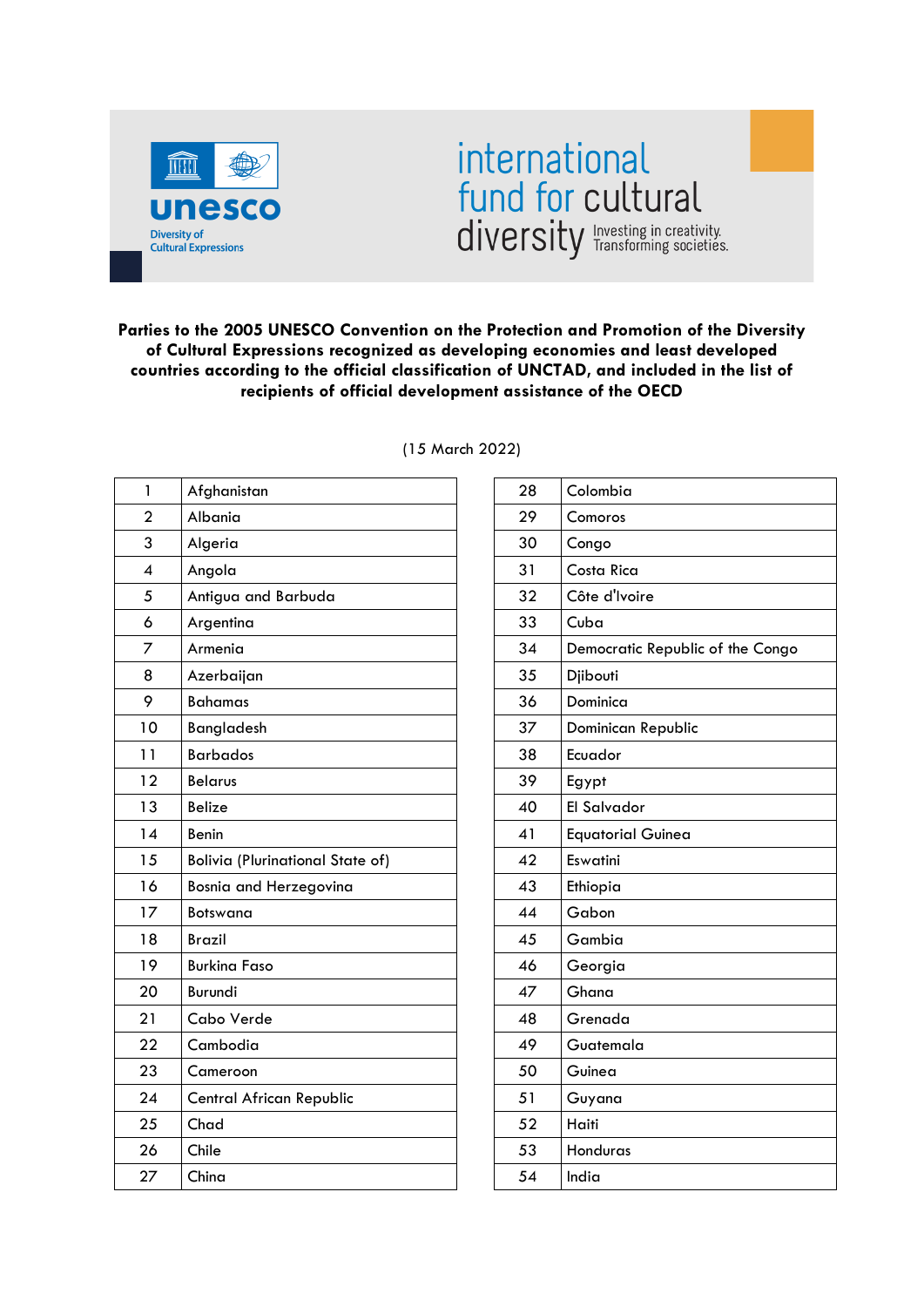unesco
Diversity of Cultural Expressions

international fund for cultural diversity
Investing in creativity. Transforming societies.

**Parties to the 2005 UNESCO Convention on the Protection and Promotion of the Diversity of Cultural Expressions recognized as developing economies and least developed countries according to the official classification of UNCTAD, and included in the list of recipients of official development assistance of the OECD**

(15 March 2022)

| | |
|---|---|
| 1 | Afghanistan |
| 2 | Albania |
| 3 | Algeria |
| 4 | Angola |
| 5 | Antigua and Barbuda |
| 6 | Argentina |
| 7 | Armenia |
| 8 | Azerbaijan |
| 9 | Bahamas |
| 10 | Bangladesh |
| 11 | Barbados |
| 12 | Belarus |
| 13 | Belize |
| 14 | Benin |
| 15 | Bolivia (Plurinational State of) |
| 16 | Bosnia and Herzegovina |
| 17 | Botswana |
| 18 | Brazil |
| 19 | Burkina Faso |
| 20 | Burundi |
| 21 | Cabo Verde |
| 22 | Cambodia |
| 23 | Cameroon |
| 24 | Central African Republic |
| 25 | Chad |
| 26 | Chile |
| 27 | China |
| 28 | Colombia |
| 29 | Comoros |
| 30 | Congo |
| 31 | Costa Rica |
| 32 | Côte d'Ivoire |
| 33 | Cuba |
| 34 | Democratic Republic of the Congo |
| 35 | Djibouti |
| 36 | Dominica |
| 37 | Dominican Republic |
| 38 | Ecuador |
| 39 | Egypt |
| 40 | El Salvador |
| 41 | Equatorial Guinea |
| 42 | Eswatini |
| 43 | Ethiopia |
| 44 | Gabon |
| 45 | Gambia |
| 46 | Georgia |
| 47 | Ghana |
| 48 | Grenada |
| 49 | Guatemala |
| 50 | Guinea |
| 51 | Guyana |
| 52 | Haiti |
| 53 | Honduras |
| 54 | India |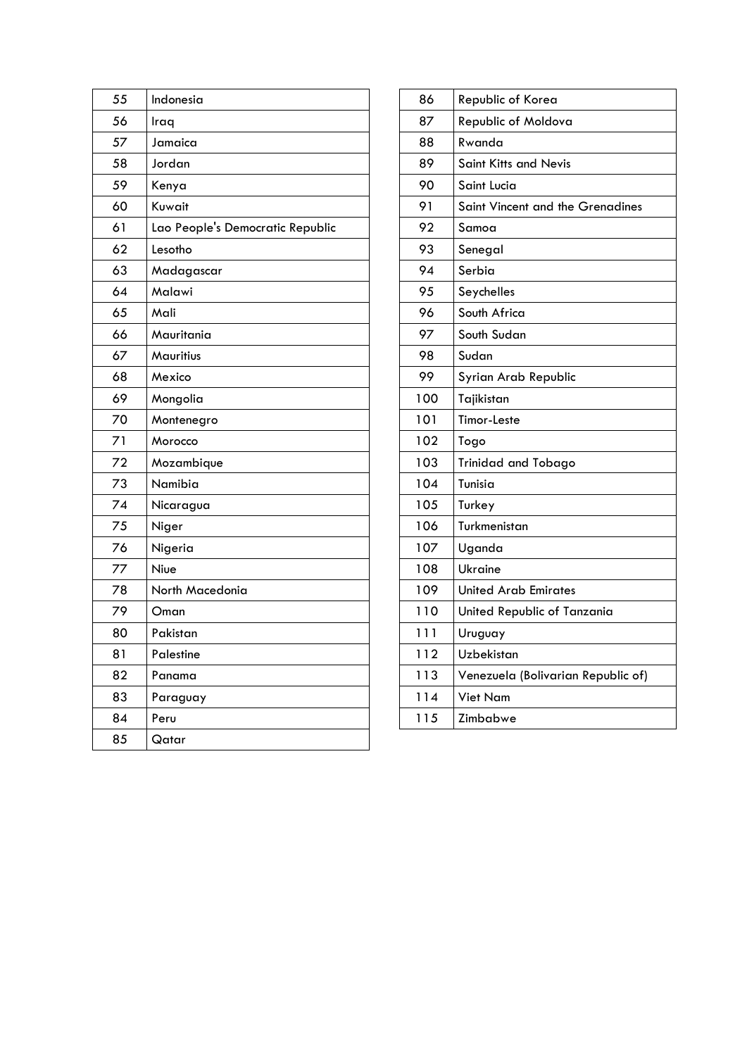| | |
|---|---|
| 55 | Indonesia |
| 56 | Iraq |
| 57 | Jamaica |
| 58 | Jordan |
| 59 | Kenya |
| 60 | Kuwait |
| 61 | Lao People's Democratic Republic |
| 62 | Lesotho |
| 63 | Madagascar |
| 64 | Malawi |
| 65 | Mali |
| 66 | Mauritania |
| 67 | Mauritius |
| 68 | Mexico |
| 69 | Mongolia |
| 70 | Montenegro |
| 71 | Morocco |
| 72 | Mozambique |
| 73 | Namibia |
| 74 | Nicaragua |
| 75 | Niger |
| 76 | Nigeria |
| 77 | Niue |
| 78 | North Macedonia |
| 79 | Oman |
| 80 | Pakistan |
| 81 | Palestine |
| 82 | Panama |
| 83 | Paraguay |
| 84 | Peru |
| 85 | Qatar |

| | |
|---|---|
| 86 | Republic of Korea |
| 87 | Republic of Moldova |
| 88 | Rwanda |
| 89 | Saint Kitts and Nevis |
| 90 | Saint Lucia |
| 91 | Saint Vincent and the Grenadines |
| 92 | Samoa |
| 93 | Senegal |
| 94 | Serbia |
| 95 | Seychelles |
| 96 | South Africa |
| 97 | South Sudan |
| 98 | Sudan |
| 99 | Syrian Arab Republic |
| 100 | Tajikistan |
| 101 | Timor-Leste |
| 102 | Togo |
| 103 | Trinidad and Tobago |
| 104 | Tunisia |
| 105 | Turkey |
| 106 | Turkmenistan |
| 107 | Uganda |
| 108 | Ukraine |
| 109 | United Arab Emirates |
| 110 | United Republic of Tanzania |
| 111 | Uruguay |
| 112 | Uzbekistan |
| 113 | Venezuela (Bolivarian Republic of) |
| 114 | Viet Nam |
| 115 | Zimbabwe |